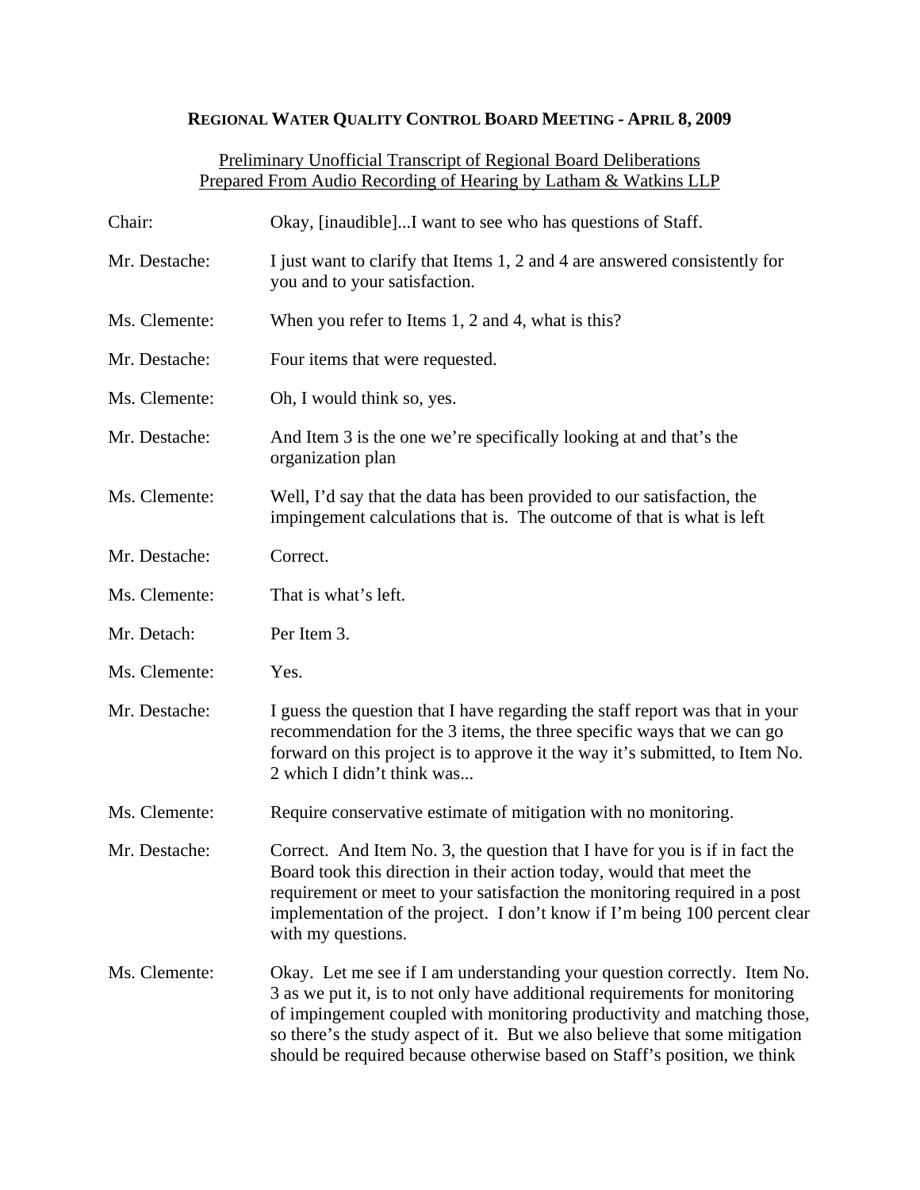**REGIONAL WATER QUALITY CONTROL BOARD MEETING - APRIL 8, 2009**

Preliminary Unofficial Transcript of Regional Board Deliberations
Prepared From Audio Recording of Hearing by Latham & Watkins LLP

| | |
|---|---|
| Chair: | Okay, [inaudible]...I want to see who has questions of Staff. |
| Mr. Destache: | I just want to clarify that Items 1, 2 and 4 are answered consistently for you and to your satisfaction. |
| Ms. Clemente: | When you refer to Items 1, 2 and 4, what is this? |
| Mr. Destache: | Four items that were requested. |
| Ms. Clemente: | Oh, I would think so, yes. |
| Mr. Destache: | And Item 3 is the one we're specifically looking at and that's the organization plan |
| Ms. Clemente: | Well, I'd say that the data has been provided to our satisfaction, the impingement calculations that is. The outcome of that is what is left |
| Mr. Destache: | Correct. |
| Ms. Clemente: | That is what's left. |
| Mr. Detach: | Per Item 3. |
| Ms. Clemente: | Yes. |
| Mr. Destache: | I guess the question that I have regarding the staff report was that in your recommendation for the 3 items, the three specific ways that we can go forward on this project is to approve it the way it's submitted, to Item No. 2 which I didn't think was... |
| Ms. Clemente: | Require conservative estimate of mitigation with no monitoring. |
| Mr. Destache: | Correct. And Item No. 3, the question that I have for you is if in fact the Board took this direction in their action today, would that meet the requirement or meet to your satisfaction the monitoring required in a post implementation of the project. I don't know if I'm being 100 percent clear with my questions. |
| Ms. Clemente: | Okay. Let me see if I am understanding your question correctly. Item No. 3 as we put it, is to not only have additional requirements for monitoring of impingement coupled with monitoring productivity and matching those, so there's the study aspect of it. But we also believe that some mitigation should be required because otherwise based on Staff's position, we think |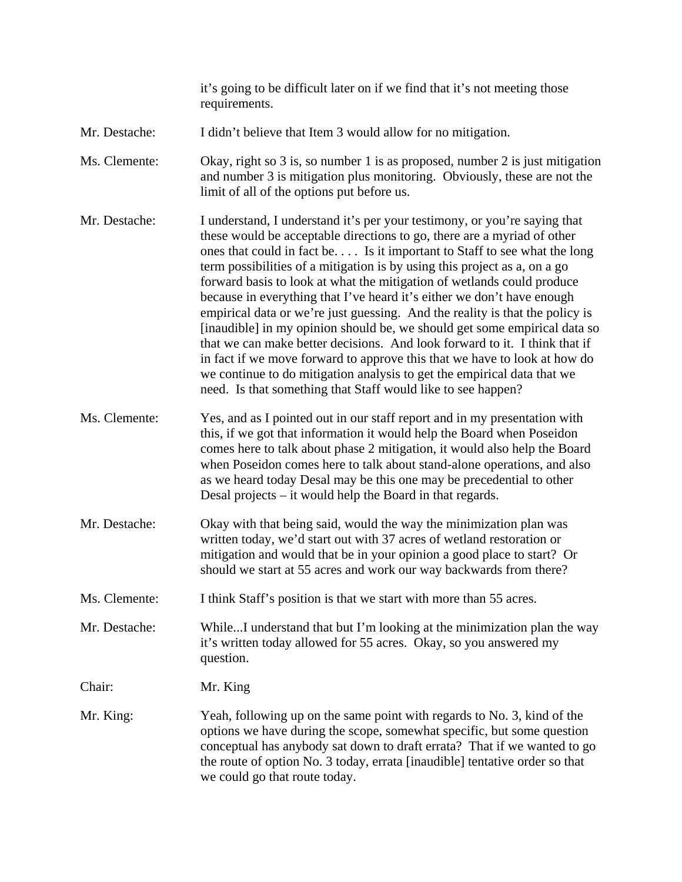it's going to be difficult later on if we find that it's not meeting those requirements.

Mr. Destache: I didn't believe that Item 3 would allow for no mitigation.

Ms. Clemente: Okay, right so 3 is, so number 1 is as proposed, number 2 is just mitigation and number 3 is mitigation plus monitoring. Obviously, these are not the limit of all of the options put before us.

Mr. Destache: I understand, I understand it's per your testimony, or you're saying that these would be acceptable directions to go, there are a myriad of other ones that could in fact be. . . . Is it important to Staff to see what the long term possibilities of a mitigation is by using this project as a, on a go forward basis to look at what the mitigation of wetlands could produce because in everything that I've heard it's either we don't have enough empirical data or we're just guessing. And the reality is that the policy is [inaudible] in my opinion should be, we should get some empirical data so that we can make better decisions. And look forward to it. I think that if in fact if we move forward to approve this that we have to look at how do we continue to do mitigation analysis to get the empirical data that we need. Is that something that Staff would like to see happen?

Ms. Clemente: Yes, and as I pointed out in our staff report and in my presentation with this, if we got that information it would help the Board when Poseidon comes here to talk about phase 2 mitigation, it would also help the Board when Poseidon comes here to talk about stand-alone operations, and also as we heard today Desal may be this one may be precedential to other Desal projects – it would help the Board in that regards.

Mr. Destache: Okay with that being said, would the way the minimization plan was written today, we'd start out with 37 acres of wetland restoration or mitigation and would that be in your opinion a good place to start? Or should we start at 55 acres and work our way backwards from there?

Ms. Clemente: I think Staff's position is that we start with more than 55 acres.

Mr. Destache: While...I understand that but I'm looking at the minimization plan the way it's written today allowed for 55 acres. Okay, so you answered my question.

Chair: Mr. King

Mr. King: Yeah, following up on the same point with regards to No. 3, kind of the options we have during the scope, somewhat specific, but some question conceptual has anybody sat down to draft errata? That if we wanted to go the route of option No. 3 today, errata [inaudible] tentative order so that we could go that route today.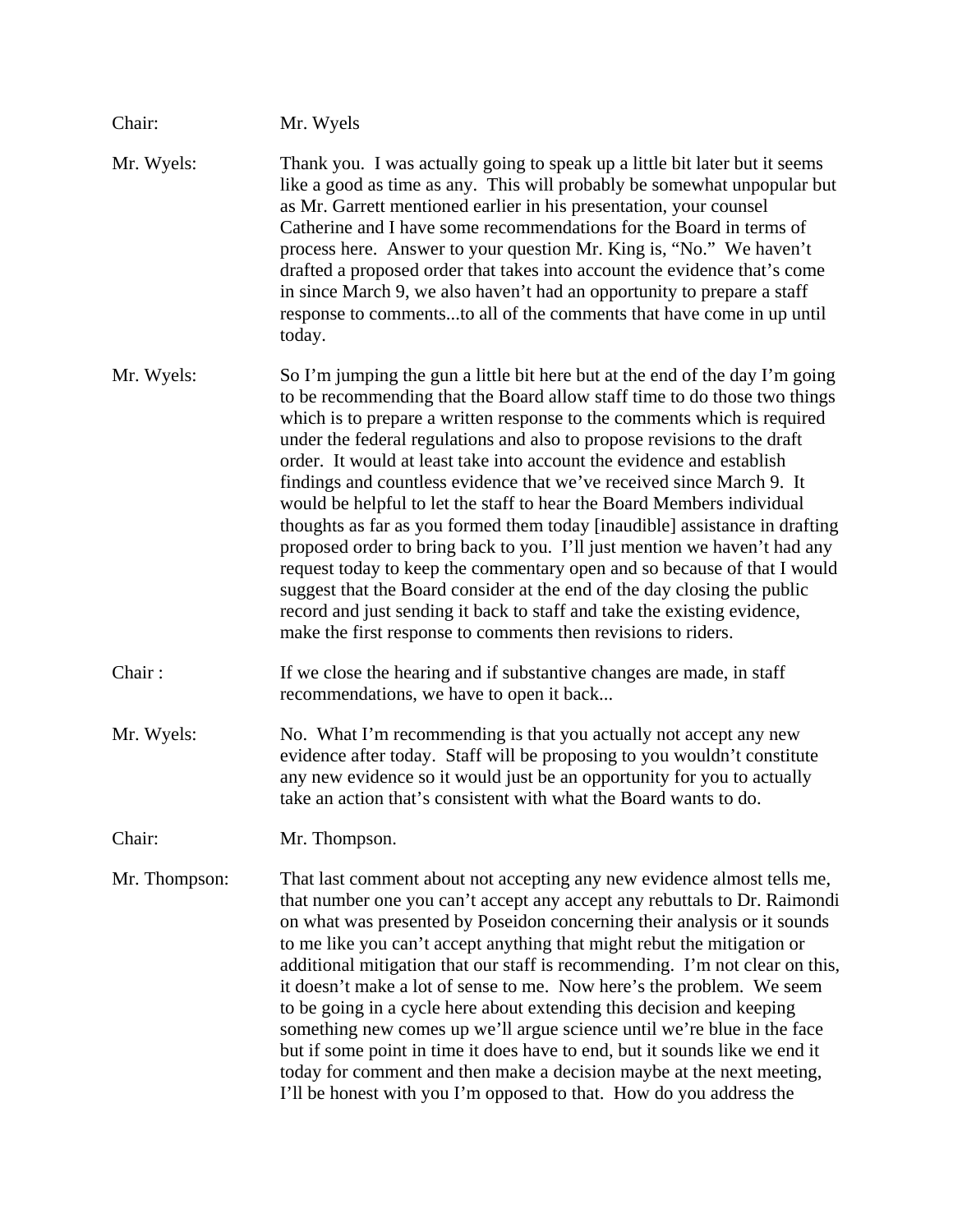Chair: Mr. Wyels

Mr. Wyels: Thank you. I was actually going to speak up a little bit later but it seems like a good as time as any. This will probably be somewhat unpopular but as Mr. Garrett mentioned earlier in his presentation, your counsel Catherine and I have some recommendations for the Board in terms of process here. Answer to your question Mr. King is, "No." We haven't drafted a proposed order that takes into account the evidence that's come in since March 9, we also haven't had an opportunity to prepare a staff response to comments...to all of the comments that have come in up until today.

Mr. Wyels: So I'm jumping the gun a little bit here but at the end of the day I'm going to be recommending that the Board allow staff time to do those two things which is to prepare a written response to the comments which is required under the federal regulations and also to propose revisions to the draft order. It would at least take into account the evidence and establish findings and countless evidence that we've received since March 9. It would be helpful to let the staff to hear the Board Members individual thoughts as far as you formed them today [inaudible] assistance in drafting proposed order to bring back to you. I'll just mention we haven't had any request today to keep the commentary open and so because of that I would suggest that the Board consider at the end of the day closing the public record and just sending it back to staff and take the existing evidence, make the first response to comments then revisions to riders.

Chair : If we close the hearing and if substantive changes are made, in staff recommendations, we have to open it back...

Mr. Wyels: No. What I'm recommending is that you actually not accept any new evidence after today. Staff will be proposing to you wouldn't constitute any new evidence so it would just be an opportunity for you to actually take an action that's consistent with what the Board wants to do.

Chair: Mr. Thompson.

Mr. Thompson: That last comment about not accepting any new evidence almost tells me, that number one you can't accept any accept any rebuttals to Dr. Raimondi on what was presented by Poseidon concerning their analysis or it sounds to me like you can't accept anything that might rebut the mitigation or additional mitigation that our staff is recommending. I'm not clear on this, it doesn't make a lot of sense to me. Now here's the problem. We seem to be going in a cycle here about extending this decision and keeping something new comes up we'll argue science until we're blue in the face but if some point in time it does have to end, but it sounds like we end it today for comment and then make a decision maybe at the next meeting, I'll be honest with you I'm opposed to that. How do you address the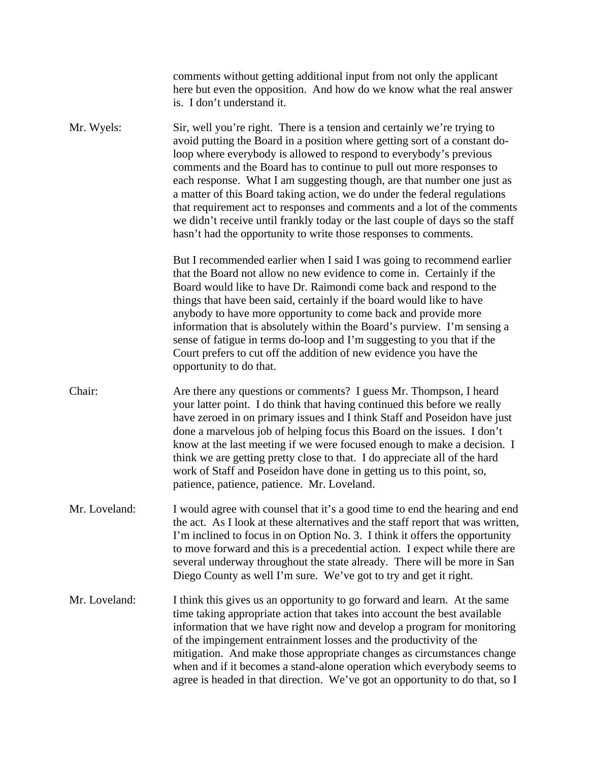comments without getting additional input from not only the applicant here but even the opposition. And how do we know what the real answer is. I don't understand it.

Mr. Wyels: Sir, well you're right. There is a tension and certainly we're trying to avoid putting the Board in a position where getting sort of a constant do-loop where everybody is allowed to respond to everybody's previous comments and the Board has to continue to pull out more responses to each response. What I am suggesting though, are that number one just as a matter of this Board taking action, we do under the federal regulations that requirement act to responses and comments and a lot of the comments we didn't receive until frankly today or the last couple of days so the staff hasn't had the opportunity to write those responses to comments.

But I recommended earlier when I said I was going to recommend earlier that the Board not allow no new evidence to come in. Certainly if the Board would like to have Dr. Raimondi come back and respond to the things that have been said, certainly if the board would like to have anybody to have more opportunity to come back and provide more information that is absolutely within the Board's purview. I'm sensing a sense of fatigue in terms do-loop and I'm suggesting to you that if the Court prefers to cut off the addition of new evidence you have the opportunity to do that.

Chair: Are there any questions or comments? I guess Mr. Thompson, I heard your latter point. I do think that having continued this before we really have zeroed in on primary issues and I think Staff and Poseidon have just done a marvelous job of helping focus this Board on the issues. I don't know at the last meeting if we were focused enough to make a decision. I think we are getting pretty close to that. I do appreciate all of the hard work of Staff and Poseidon have done in getting us to this point, so, patience, patience, patience. Mr. Loveland.

Mr. Loveland: I would agree with counsel that it's a good time to end the hearing and end the act. As I look at these alternatives and the staff report that was written, I'm inclined to focus in on Option No. 3. I think it offers the opportunity to move forward and this is a precedential action. I expect while there are several underway throughout the state already. There will be more in San Diego County as well I'm sure. We've got to try and get it right.

Mr. Loveland: I think this gives us an opportunity to go forward and learn. At the same time taking appropriate action that takes into account the best available information that we have right now and develop a program for monitoring of the impingement entrainment losses and the productivity of the mitigation. And make those appropriate changes as circumstances change when and if it becomes a stand-alone operation which everybody seems to agree is headed in that direction. We've got an opportunity to do that, so I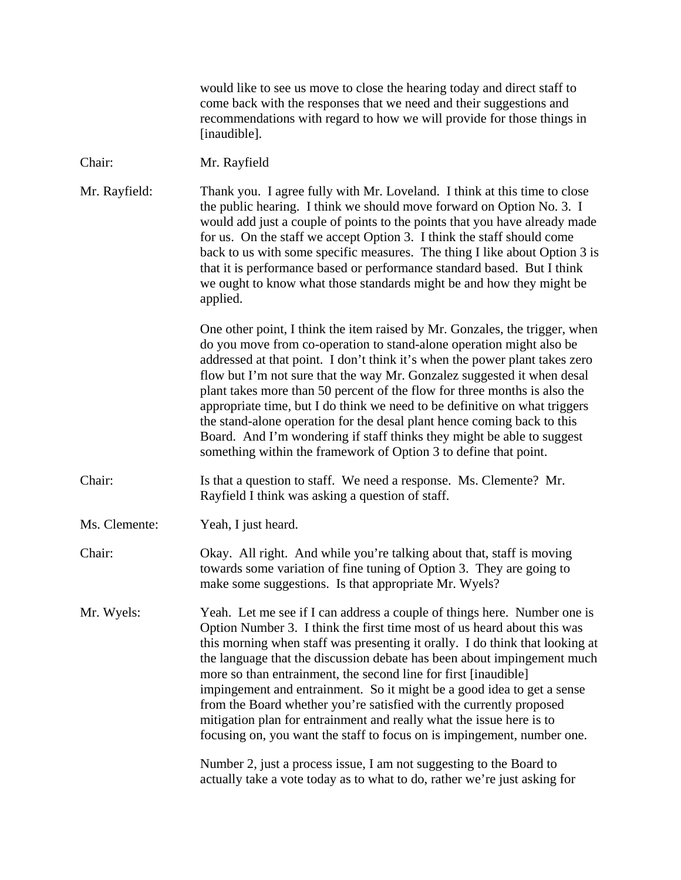would like to see us move to close the hearing today and direct staff to come back with the responses that we need and their suggestions and recommendations with regard to how we will provide for those things in [inaudible].

Chair: Mr. Rayfield

Mr. Rayfield: Thank you. I agree fully with Mr. Loveland. I think at this time to close the public hearing. I think we should move forward on Option No. 3. I would add just a couple of points to the points that you have already made for us. On the staff we accept Option 3. I think the staff should come back to us with some specific measures. The thing I like about Option 3 is that it is performance based or performance standard based. But I think we ought to know what those standards might be and how they might be applied.

One other point, I think the item raised by Mr. Gonzales, the trigger, when do you move from co-operation to stand-alone operation might also be addressed at that point. I don't think it's when the power plant takes zero flow but I'm not sure that the way Mr. Gonzalez suggested it when desal plant takes more than 50 percent of the flow for three months is also the appropriate time, but I do think we need to be definitive on what triggers the stand-alone operation for the desal plant hence coming back to this Board. And I'm wondering if staff thinks they might be able to suggest something within the framework of Option 3 to define that point.

Chair: Is that a question to staff. We need a response. Ms. Clemente? Mr. Rayfield I think was asking a question of staff.

Ms. Clemente: Yeah, I just heard.

Chair: Okay. All right. And while you're talking about that, staff is moving towards some variation of fine tuning of Option 3. They are going to make some suggestions. Is that appropriate Mr. Wyels?

Mr. Wyels: Yeah. Let me see if I can address a couple of things here. Number one is Option Number 3. I think the first time most of us heard about this was this morning when staff was presenting it orally. I do think that looking at the language that the discussion debate has been about impingement much more so than entrainment, the second line for first [inaudible] impingement and entrainment. So it might be a good idea to get a sense from the Board whether you're satisfied with the currently proposed mitigation plan for entrainment and really what the issue here is to focusing on, you want the staff to focus on is impingement, number one.

Number 2, just a process issue, I am not suggesting to the Board to actually take a vote today as to what to do, rather we're just asking for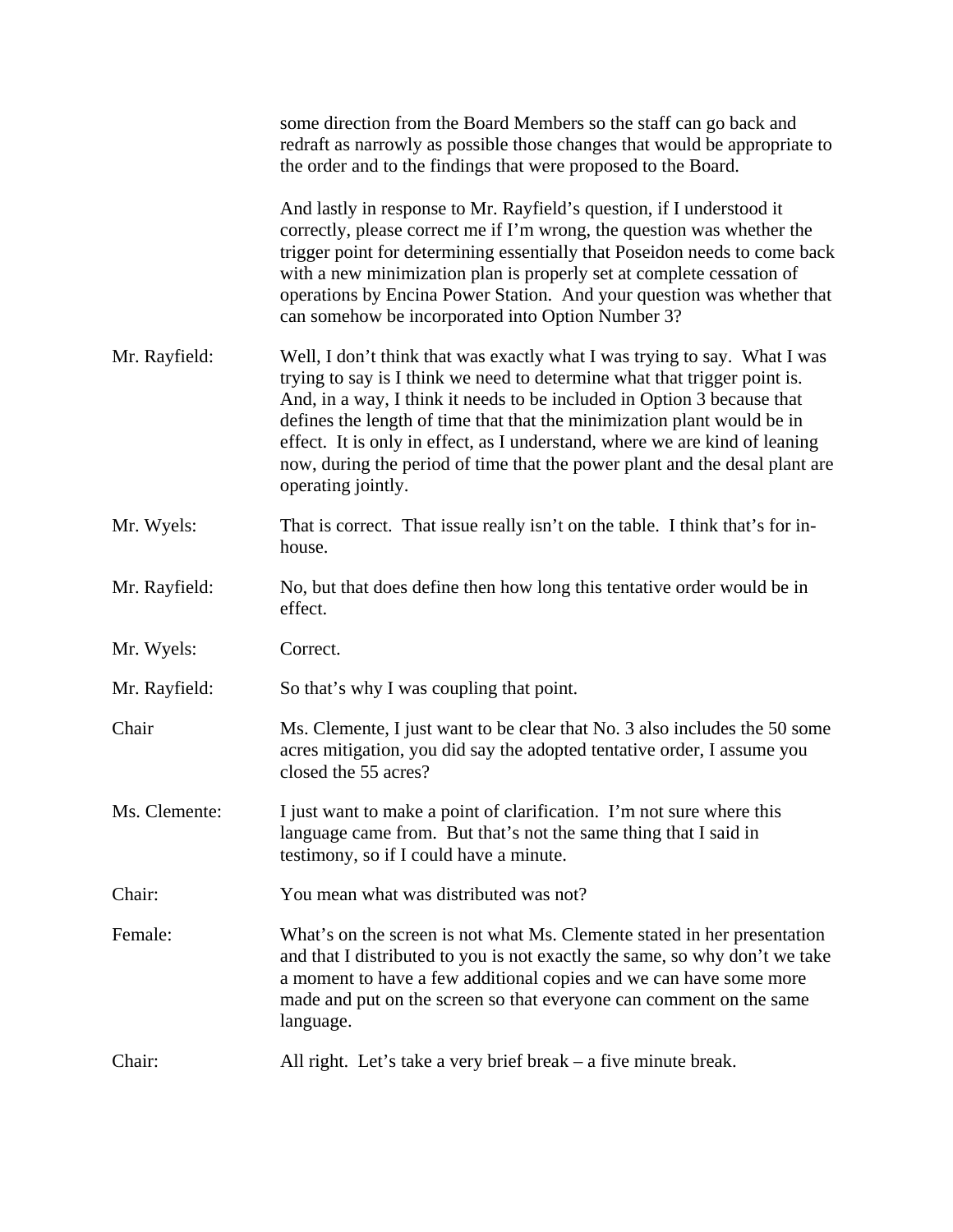some direction from the Board Members so the staff can go back and redraft as narrowly as possible those changes that would be appropriate to the order and to the findings that were proposed to the Board.

And lastly in response to Mr. Rayfield's question, if I understood it correctly, please correct me if I'm wrong, the question was whether the trigger point for determining essentially that Poseidon needs to come back with a new minimization plan is properly set at complete cessation of operations by Encina Power Station. And your question was whether that can somehow be incorporated into Option Number 3?

Mr. Rayfield: Well, I don't think that was exactly what I was trying to say. What I was trying to say is I think we need to determine what that trigger point is. And, in a way, I think it needs to be included in Option 3 because that defines the length of time that that the minimization plant would be in effect. It is only in effect, as I understand, where we are kind of leaning now, during the period of time that the power plant and the desal plant are operating jointly.

Mr. Wyels: That is correct. That issue really isn't on the table. I think that's for in-house.

Mr. Rayfield: No, but that does define then how long this tentative order would be in effect.

Mr. Wyels: Correct.

Mr. Rayfield: So that's why I was coupling that point.

Chair Ms. Clemente, I just want to be clear that No. 3 also includes the 50 some acres mitigation, you did say the adopted tentative order, I assume you closed the 55 acres?

Ms. Clemente: I just want to make a point of clarification. I'm not sure where this language came from. But that's not the same thing that I said in testimony, so if I could have a minute.

Chair: You mean what was distributed was not?

Female: What's on the screen is not what Ms. Clemente stated in her presentation and that I distributed to you is not exactly the same, so why don't we take a moment to have a few additional copies and we can have some more made and put on the screen so that everyone can comment on the same language.

Chair: All right. Let's take a very brief break – a five minute break.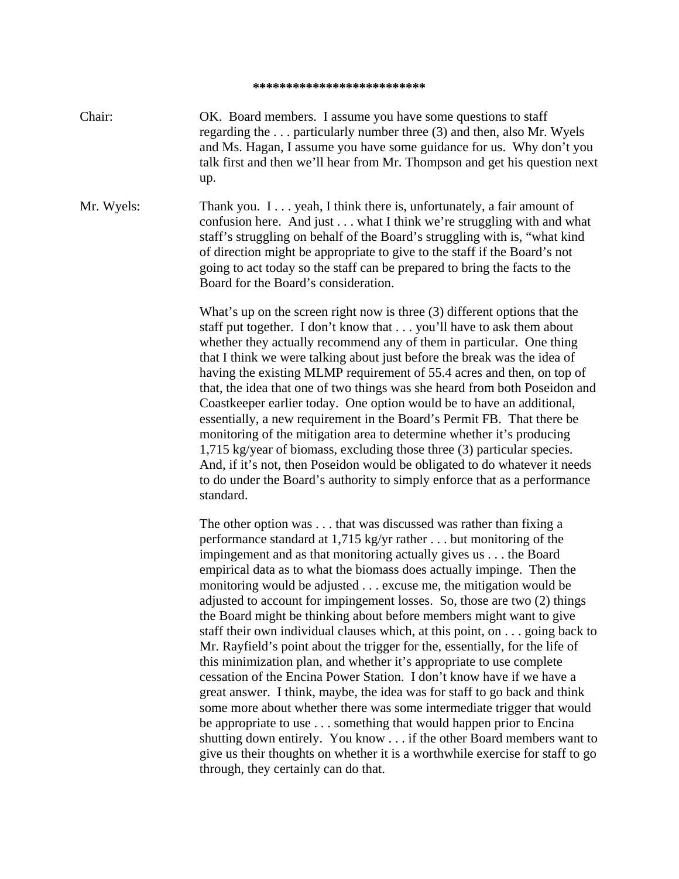*************************

**Chair:** OK. Board members. I assume you have some questions to staff regarding the . . . particularly number three (3) and then, also Mr. Wyels and Ms. Hagan, I assume you have some guidance for us. Why don't you talk first and then we'll hear from Mr. Thompson and get his question next up.

**Mr. Wyels:** Thank you. I . . . yeah, I think there is, unfortunately, a fair amount of confusion here. And just . . . what I think we're struggling with and what staff's struggling on behalf of the Board's struggling with is, "what kind of direction might be appropriate to give to the staff if the Board's not going to act today so the staff can be prepared to bring the facts to the Board for the Board's consideration.

What's up on the screen right now is three (3) different options that the staff put together. I don't know that . . . you'll have to ask them about whether they actually recommend any of them in particular. One thing that I think we were talking about just before the break was the idea of having the existing MLMP requirement of 55.4 acres and then, on top of that, the idea that one of two things was she heard from both Poseidon and Coastkeeper earlier today. One option would be to have an additional, essentially, a new requirement in the Board's Permit FB. That there be monitoring of the mitigation area to determine whether it's producing 1,715 kg/year of biomass, excluding those three (3) particular species. And, if it's not, then Poseidon would be obligated to do whatever it needs to do under the Board's authority to simply enforce that as a performance standard.

The other option was . . . that was discussed was rather than fixing a performance standard at 1,715 kg/yr rather . . . but monitoring of the impingement and as that monitoring actually gives us . . . the Board empirical data as to what the biomass does actually impinge. Then the monitoring would be adjusted . . . excuse me, the mitigation would be adjusted to account for impingement losses. So, those are two (2) things the Board might be thinking about before members might want to give staff their own individual clauses which, at this point, on . . . going back to Mr. Rayfield's point about the trigger for the, essentially, for the life of this minimization plan, and whether it's appropriate to use complete cessation of the Encina Power Station. I don't know have if we have a great answer. I think, maybe, the idea was for staff to go back and think some more about whether there was some intermediate trigger that would be appropriate to use . . . something that would happen prior to Encina shutting down entirely. You know . . . if the other Board members want to give us their thoughts on whether it is a worthwhile exercise for staff to go through, they certainly can do that.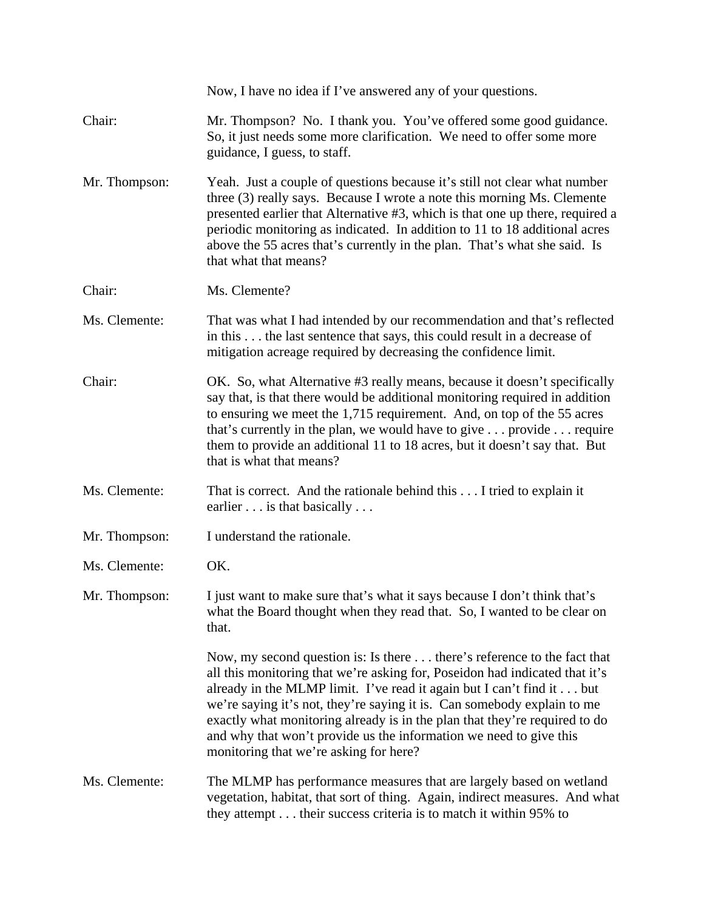Now, I have no idea if I've answered any of your questions.

Chair: Mr. Thompson? No. I thank you. You've offered some good guidance. So, it just needs some more clarification. We need to offer some more guidance, I guess, to staff.

Mr. Thompson: Yeah. Just a couple of questions because it's still not clear what number three (3) really says. Because I wrote a note this morning Ms. Clemente presented earlier that Alternative #3, which is that one up there, required a periodic monitoring as indicated. In addition to 11 to 18 additional acres above the 55 acres that's currently in the plan. That's what she said. Is that what that means?

Chair: Ms. Clemente?

Ms. Clemente: That was what I had intended by our recommendation and that's reflected in this . . . the last sentence that says, this could result in a decrease of mitigation acreage required by decreasing the confidence limit.

Chair: OK. So, what Alternative #3 really means, because it doesn't specifically say that, is that there would be additional monitoring required in addition to ensuring we meet the 1,715 requirement. And, on top of the 55 acres that's currently in the plan, we would have to give . . . provide . . . require them to provide an additional 11 to 18 acres, but it doesn't say that. But that is what that means?

Ms. Clemente: That is correct. And the rationale behind this . . . I tried to explain it earlier . . . is that basically . . .

Mr. Thompson: I understand the rationale.

Ms. Clemente: OK.

Mr. Thompson: I just want to make sure that's what it says because I don't think that's what the Board thought when they read that. So, I wanted to be clear on that.

Now, my second question is: Is there . . . there's reference to the fact that all this monitoring that we're asking for, Poseidon had indicated that it's already in the MLMP limit. I've read it again but I can't find it . . . but we're saying it's not, they're saying it is. Can somebody explain to me exactly what monitoring already is in the plan that they're required to do and why that won't provide us the information we need to give this monitoring that we're asking for here?

Ms. Clemente: The MLMP has performance measures that are largely based on wetland vegetation, habitat, that sort of thing. Again, indirect measures. And what they attempt . . . their success criteria is to match it within 95% to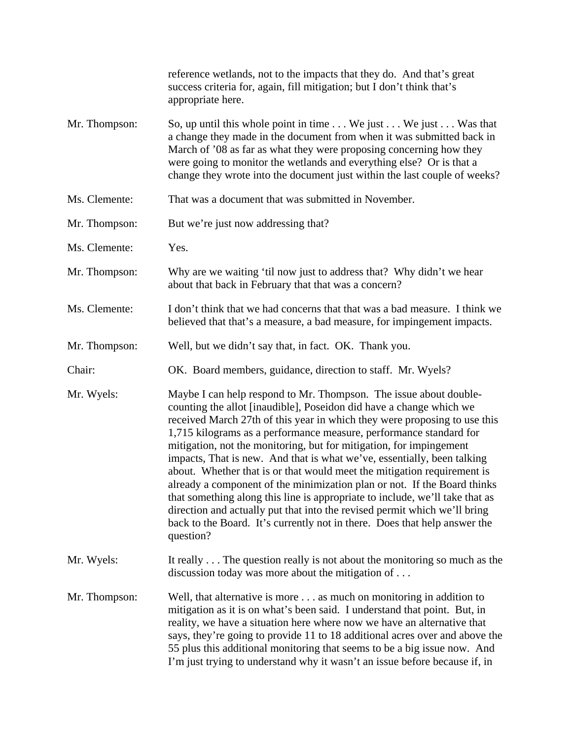reference wetlands, not to the impacts that they do. And that's great success criteria for, again, fill mitigation; but I don't think that's appropriate here.

Mr. Thompson: So, up until this whole point in time . . . We just . . . We just . . . Was that a change they made in the document from when it was submitted back in March of '08 as far as what they were proposing concerning how they were going to monitor the wetlands and everything else? Or is that a change they wrote into the document just within the last couple of weeks?

Ms. Clemente: That was a document that was submitted in November.

Mr. Thompson: But we're just now addressing that?

Ms. Clemente: Yes.

Mr. Thompson: Why are we waiting 'til now just to address that? Why didn't we hear about that back in February that that was a concern?

Ms. Clemente: I don't think that we had concerns that that was a bad measure. I think we believed that that's a measure, a bad measure, for impingement impacts.

Mr. Thompson: Well, but we didn't say that, in fact. OK. Thank you.

Chair: OK. Board members, guidance, direction to staff. Mr. Wyels?

Mr. Wyels: Maybe I can help respond to Mr. Thompson. The issue about double-counting the allot [inaudible], Poseidon did have a change which we received March 27th of this year in which they were proposing to use this 1,715 kilograms as a performance measure, performance standard for mitigation, not the monitoring, but for mitigation, for impingement impacts, That is new. And that is what we've, essentially, been talking about. Whether that is or that would meet the mitigation requirement is already a component of the minimization plan or not. If the Board thinks that something along this line is appropriate to include, we'll take that as direction and actually put that into the revised permit which we'll bring back to the Board. It's currently not in there. Does that help answer the question?

Mr. Wyels: It really . . . The question really is not about the monitoring so much as the discussion today was more about the mitigation of . . .

Mr. Thompson: Well, that alternative is more . . . as much on monitoring in addition to mitigation as it is on what's been said. I understand that point. But, in reality, we have a situation here where now we have an alternative that says, they're going to provide 11 to 18 additional acres over and above the 55 plus this additional monitoring that seems to be a big issue now. And I'm just trying to understand why it wasn't an issue before because if, in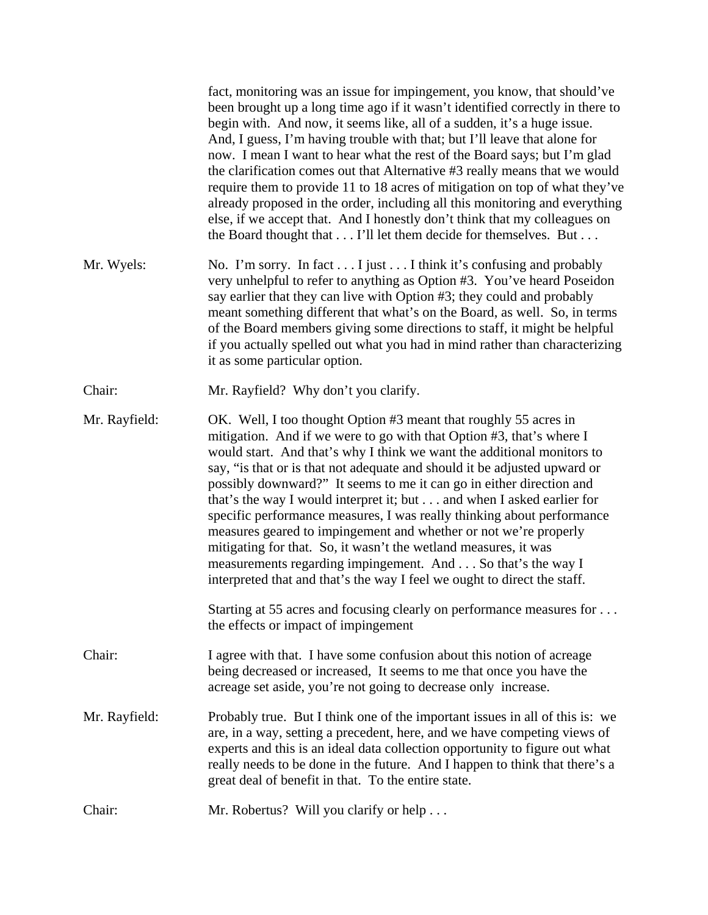fact, monitoring was an issue for impingement, you know, that should've been brought up a long time ago if it wasn't identified correctly in there to begin with. And now, it seems like, all of a sudden, it's a huge issue. And, I guess, I'm having trouble with that; but I'll leave that alone for now. I mean I want to hear what the rest of the Board says; but I'm glad the clarification comes out that Alternative #3 really means that we would require them to provide 11 to 18 acres of mitigation on top of what they've already proposed in the order, including all this monitoring and everything else, if we accept that. And I honestly don't think that my colleagues on the Board thought that . . . I'll let them decide for themselves. But . . .

Mr. Wyels: No. I'm sorry. In fact . . . I just . . . I think it's confusing and probably very unhelpful to refer to anything as Option #3. You've heard Poseidon say earlier that they can live with Option #3; they could and probably meant something different that what's on the Board, as well. So, in terms of the Board members giving some directions to staff, it might be helpful if you actually spelled out what you had in mind rather than characterizing it as some particular option.

Chair: Mr. Rayfield? Why don't you clarify.

Mr. Rayfield: OK. Well, I too thought Option #3 meant that roughly 55 acres in mitigation. And if we were to go with that Option #3, that's where I would start. And that's why I think we want the additional monitors to say, "is that or is that not adequate and should it be adjusted upward or possibly downward?" It seems to me it can go in either direction and that's the way I would interpret it; but . . . and when I asked earlier for specific performance measures, I was really thinking about performance measures geared to impingement and whether or not we're properly mitigating for that. So, it wasn't the wetland measures, it was measurements regarding impingement. And . . . So that's the way I interpreted that and that's the way I feel we ought to direct the staff.

Starting at 55 acres and focusing clearly on performance measures for . . . the effects or impact of impingement

Chair: I agree with that. I have some confusion about this notion of acreage being decreased or increased, It seems to me that once you have the acreage set aside, you're not going to decrease only increase.

Mr. Rayfield: Probably true. But I think one of the important issues in all of this is: we are, in a way, setting a precedent, here, and we have competing views of experts and this is an ideal data collection opportunity to figure out what really needs to be done in the future. And I happen to think that there's a great deal of benefit in that. To the entire state.

Chair: Mr. Robertus? Will you clarify or help . . .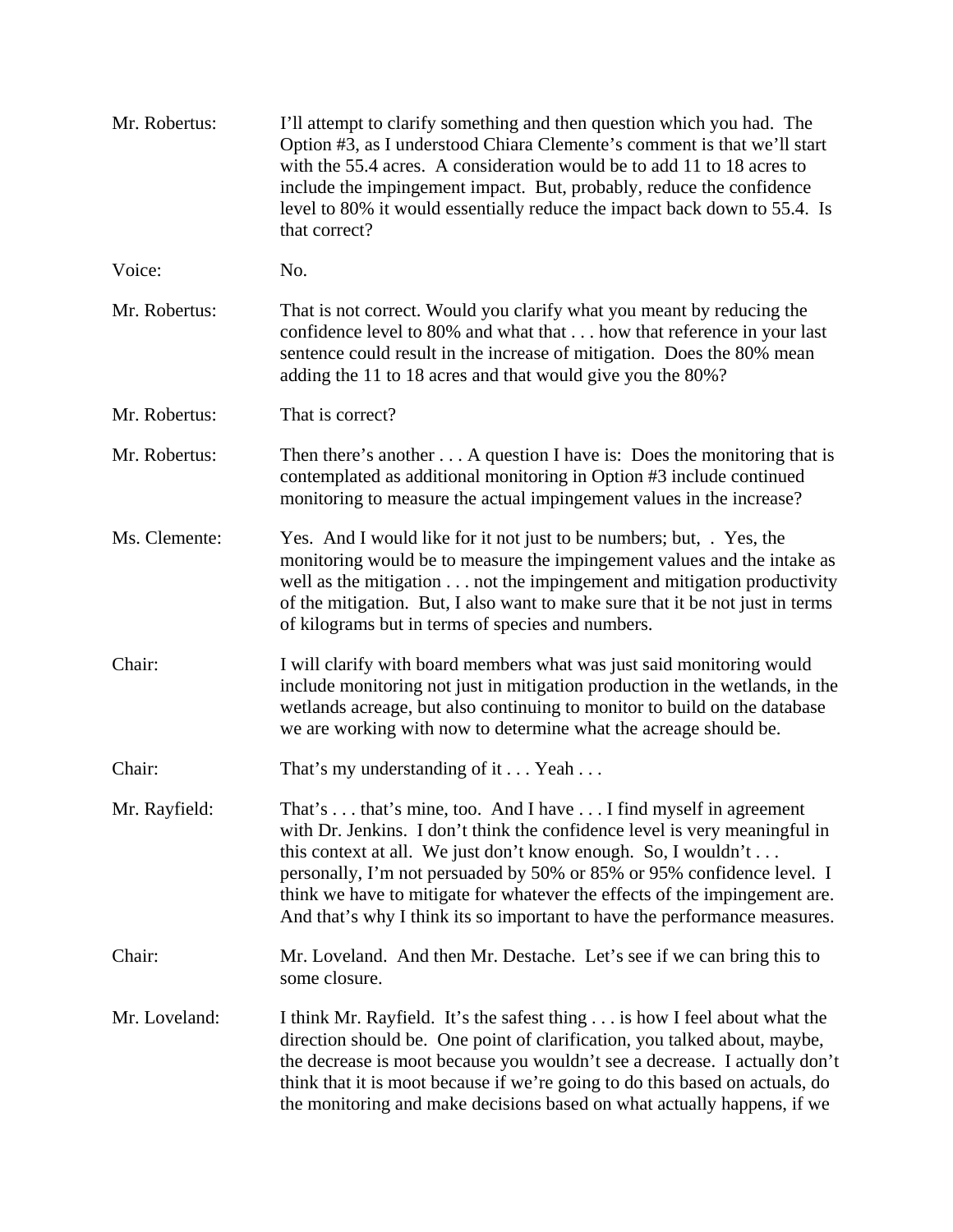Mr. Robertus: I'll attempt to clarify something and then question which you had. The Option #3, as I understood Chiara Clemente's comment is that we'll start with the 55.4 acres. A consideration would be to add 11 to 18 acres to include the impingement impact. But, probably, reduce the confidence level to 80% it would essentially reduce the impact back down to 55.4. Is that correct?

Voice: No.

Mr. Robertus: That is not correct. Would you clarify what you meant by reducing the confidence level to 80% and what that . . . how that reference in your last sentence could result in the increase of mitigation. Does the 80% mean adding the 11 to 18 acres and that would give you the 80%?

Mr. Robertus: That is correct?

Mr. Robertus: Then there's another . . . A question I have is: Does the monitoring that is contemplated as additional monitoring in Option #3 include continued monitoring to measure the actual impingement values in the increase?

Ms. Clemente: Yes. And I would like for it not just to be numbers; but, . Yes, the monitoring would be to measure the impingement values and the intake as well as the mitigation . . . not the impingement and mitigation productivity of the mitigation. But, I also want to make sure that it be not just in terms of kilograms but in terms of species and numbers.

Chair: I will clarify with board members what was just said monitoring would include monitoring not just in mitigation production in the wetlands, in the wetlands acreage, but also continuing to monitor to build on the database we are working with now to determine what the acreage should be.

Chair: That's my understanding of it . . . Yeah . . .

Mr. Rayfield: That's . . . that's mine, too. And I have . . . I find myself in agreement with Dr. Jenkins. I don't think the confidence level is very meaningful in this context at all. We just don't know enough. So, I wouldn't . . . personally, I'm not persuaded by 50% or 85% or 95% confidence level. I think we have to mitigate for whatever the effects of the impingement are. And that's why I think its so important to have the performance measures.

Chair: Mr. Loveland. And then Mr. Destache. Let's see if we can bring this to some closure.

Mr. Loveland: I think Mr. Rayfield. It's the safest thing . . . is how I feel about what the direction should be. One point of clarification, you talked about, maybe, the decrease is moot because you wouldn't see a decrease. I actually don't think that it is moot because if we're going to do this based on actuals, do the monitoring and make decisions based on what actually happens, if we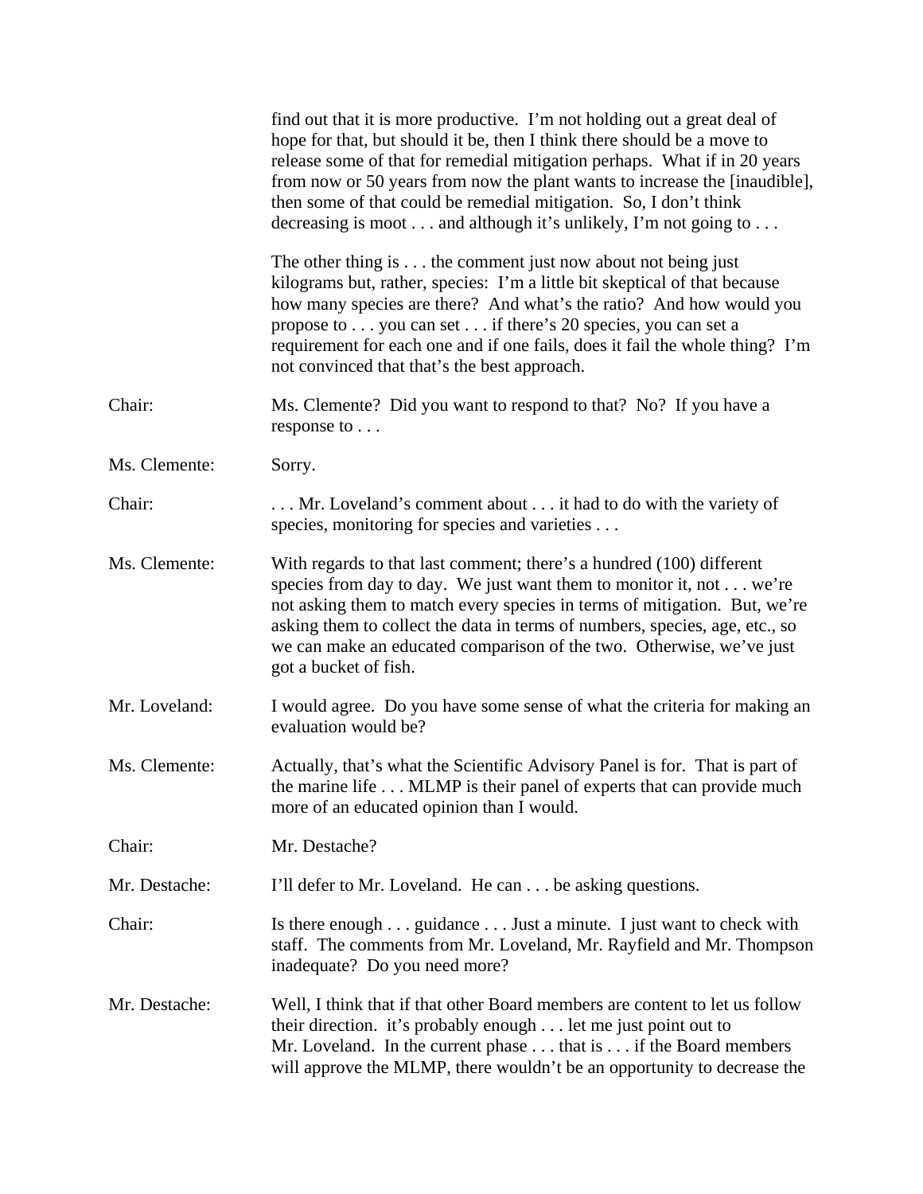find out that it is more productive. I'm not holding out a great deal of hope for that, but should it be, then I think there should be a move to release some of that for remedial mitigation perhaps. What if in 20 years from now or 50 years from now the plant wants to increase the [inaudible], then some of that could be remedial mitigation. So, I don't think decreasing is moot . . . and although it's unlikely, I'm not going to . . .

The other thing is . . . the comment just now about not being just kilograms but, rather, species: I'm a little bit skeptical of that because how many species are there? And what's the ratio? And how would you propose to . . . you can set . . . if there's 20 species, you can set a requirement for each one and if one fails, does it fail the whole thing? I'm not convinced that that's the best approach.

Chair: Ms. Clemente? Did you want to respond to that? No? If you have a response to . . .

Ms. Clemente: Sorry.

Chair: . . . Mr. Loveland's comment about . . . it had to do with the variety of species, monitoring for species and varieties . . .

Ms. Clemente: With regards to that last comment; there's a hundred (100) different species from day to day. We just want them to monitor it, not . . . we're not asking them to match every species in terms of mitigation. But, we're asking them to collect the data in terms of numbers, species, age, etc., so we can make an educated comparison of the two. Otherwise, we've just got a bucket of fish.

Mr. Loveland: I would agree. Do you have some sense of what the criteria for making an evaluation would be?

Ms. Clemente: Actually, that's what the Scientific Advisory Panel is for. That is part of the marine life . . . MLMP is their panel of experts that can provide much more of an educated opinion than I would.

Chair: Mr. Destache?

Mr. Destache: I'll defer to Mr. Loveland. He can . . . be asking questions.

Chair: Is there enough . . . guidance . . . Just a minute. I just want to check with staff. The comments from Mr. Loveland, Mr. Rayfield and Mr. Thompson inadequate? Do you need more?

Mr. Destache: Well, I think that if that other Board members are content to let us follow their direction. it's probably enough . . . let me just point out to Mr. Loveland. In the current phase . . . that is . . . if the Board members will approve the MLMP, there wouldn't be an opportunity to decrease the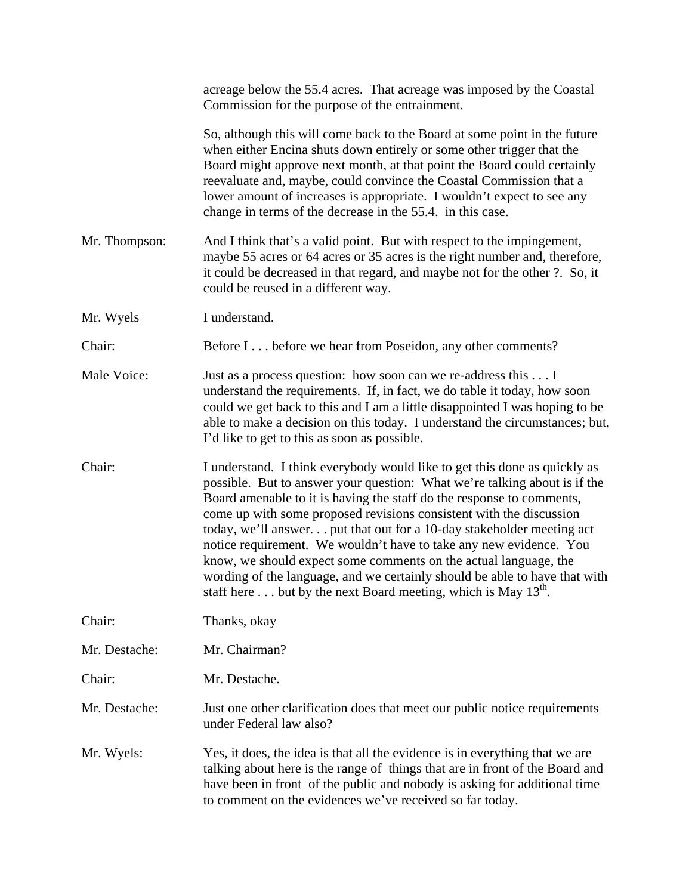acreage below the 55.4 acres. That acreage was imposed by the Coastal Commission for the purpose of the entrainment.

So, although this will come back to the Board at some point in the future when either Encina shuts down entirely or some other trigger that the Board might approve next month, at that point the Board could certainly reevaluate and, maybe, could convince the Coastal Commission that a lower amount of increases is appropriate. I wouldn't expect to see any change in terms of the decrease in the 55.4. in this case.

Mr. Thompson: And I think that's a valid point. But with respect to the impingement, maybe 55 acres or 64 acres or 35 acres is the right number and, therefore, it could be decreased in that regard, and maybe not for the other ?. So, it could be reused in a different way.

Mr. Wyels I understand.

Chair: Before I . . . before we hear from Poseidon, any other comments?

Male Voice: Just as a process question: how soon can we re-address this . . . I understand the requirements. If, in fact, we do table it today, how soon could we get back to this and I am a little disappointed I was hoping to be able to make a decision on this today. I understand the circumstances; but, I'd like to get to this as soon as possible.

Chair: I understand. I think everybody would like to get this done as quickly as possible. But to answer your question: What we're talking about is if the Board amenable to it is having the staff do the response to comments, come up with some proposed revisions consistent with the discussion today, we'll answer. . . put that out for a 10-day stakeholder meeting act notice requirement. We wouldn't have to take any new evidence. You know, we should expect some comments on the actual language, the wording of the language, and we certainly should be able to have that with staff here . . . but by the next Board meeting, which is May 13th.

Chair: Thanks, okay

Mr. Destache: Mr. Chairman?

Chair: Mr. Destache.

Mr. Destache: Just one other clarification does that meet our public notice requirements under Federal law also?

Mr. Wyels: Yes, it does, the idea is that all the evidence is in everything that we are talking about here is the range of things that are in front of the Board and have been in front of the public and nobody is asking for additional time to comment on the evidences we've received so far today.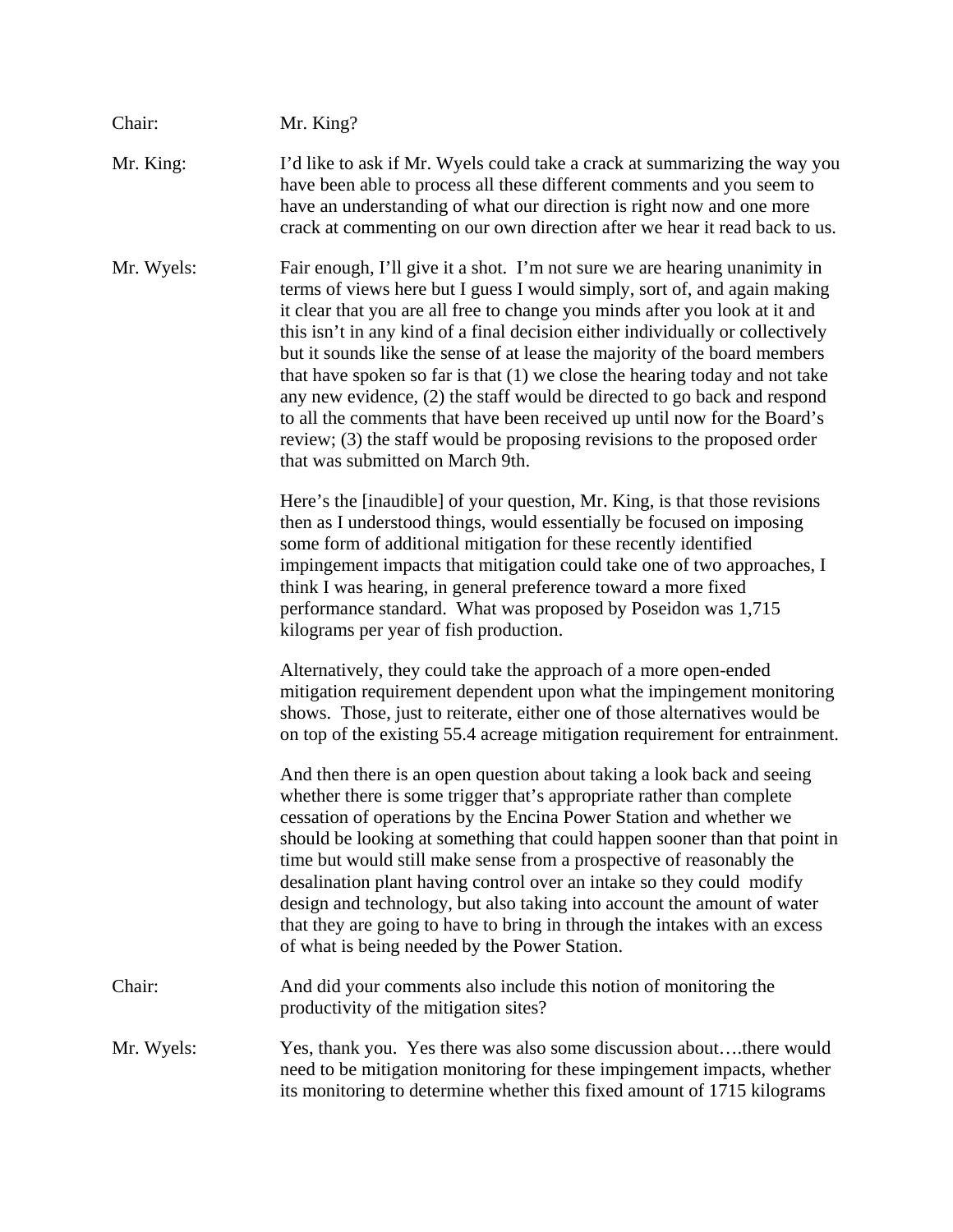Chair: Mr. King?

Mr. King: I'd like to ask if Mr. Wyels could take a crack at summarizing the way you have been able to process all these different comments and you seem to have an understanding of what our direction is right now and one more crack at commenting on our own direction after we hear it read back to us.

Mr. Wyels: Fair enough, I'll give it a shot. I'm not sure we are hearing unanimity in terms of views here but I guess I would simply, sort of, and again making it clear that you are all free to change you minds after you look at it and this isn't in any kind of a final decision either individually or collectively but it sounds like the sense of at lease the majority of the board members that have spoken so far is that (1) we close the hearing today and not take any new evidence, (2) the staff would be directed to go back and respond to all the comments that have been received up until now for the Board's review; (3) the staff would be proposing revisions to the proposed order that was submitted on March 9th.

Here's the [inaudible] of your question, Mr. King, is that those revisions then as I understood things, would essentially be focused on imposing some form of additional mitigation for these recently identified impingement impacts that mitigation could take one of two approaches, I think I was hearing, in general preference toward a more fixed performance standard. What was proposed by Poseidon was 1,715 kilograms per year of fish production.

Alternatively, they could take the approach of a more open-ended mitigation requirement dependent upon what the impingement monitoring shows. Those, just to reiterate, either one of those alternatives would be on top of the existing 55.4 acreage mitigation requirement for entrainment.

And then there is an open question about taking a look back and seeing whether there is some trigger that's appropriate rather than complete cessation of operations by the Encina Power Station and whether we should be looking at something that could happen sooner than that point in time but would still make sense from a prospective of reasonably the desalination plant having control over an intake so they could modify design and technology, but also taking into account the amount of water that they are going to have to bring in through the intakes with an excess of what is being needed by the Power Station.

Chair: And did your comments also include this notion of monitoring the productivity of the mitigation sites?

Mr. Wyels: Yes, thank you. Yes there was also some discussion about….there would need to be mitigation monitoring for these impingement impacts, whether its monitoring to determine whether this fixed amount of 1715 kilograms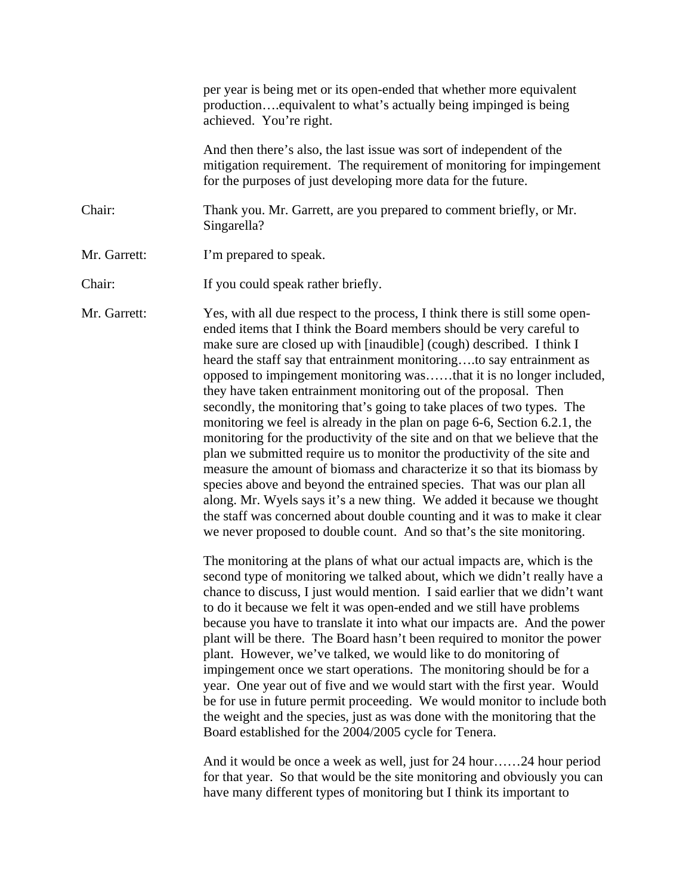per year is being met or its open-ended that whether more equivalent production….equivalent to what's actually being impinged is being achieved. You're right.

And then there's also, the last issue was sort of independent of the mitigation requirement. The requirement of monitoring for impingement for the purposes of just developing more data for the future.

Chair: Thank you. Mr. Garrett, are you prepared to comment briefly, or Mr. Singarella?

Mr. Garrett: I'm prepared to speak.

Chair: If you could speak rather briefly.

Mr. Garrett: Yes, with all due respect to the process, I think there is still some open-ended items that I think the Board members should be very careful to make sure are closed up with [inaudible] (cough) described. I think I heard the staff say that entrainment monitoring….to say entrainment as opposed to impingement monitoring was……that it is no longer included, they have taken entrainment monitoring out of the proposal. Then secondly, the monitoring that's going to take places of two types. The monitoring we feel is already in the plan on page 6-6, Section 6.2.1, the monitoring for the productivity of the site and on that we believe that the plan we submitted require us to monitor the productivity of the site and measure the amount of biomass and characterize it so that its biomass by species above and beyond the entrained species. That was our plan all along. Mr. Wyels says it's a new thing. We added it because we thought the staff was concerned about double counting and it was to make it clear we never proposed to double count. And so that's the site monitoring.

The monitoring at the plans of what our actual impacts are, which is the second type of monitoring we talked about, which we didn't really have a chance to discuss, I just would mention. I said earlier that we didn't want to do it because we felt it was open-ended and we still have problems because you have to translate it into what our impacts are. And the power plant will be there. The Board hasn't been required to monitor the power plant. However, we've talked, we would like to do monitoring of impingement once we start operations. The monitoring should be for a year. One year out of five and we would start with the first year. Would be for use in future permit proceeding. We would monitor to include both the weight and the species, just as was done with the monitoring that the Board established for the 2004/2005 cycle for Tenera.

And it would be once a week as well, just for 24 hour……24 hour period for that year. So that would be the site monitoring and obviously you can have many different types of monitoring but I think its important to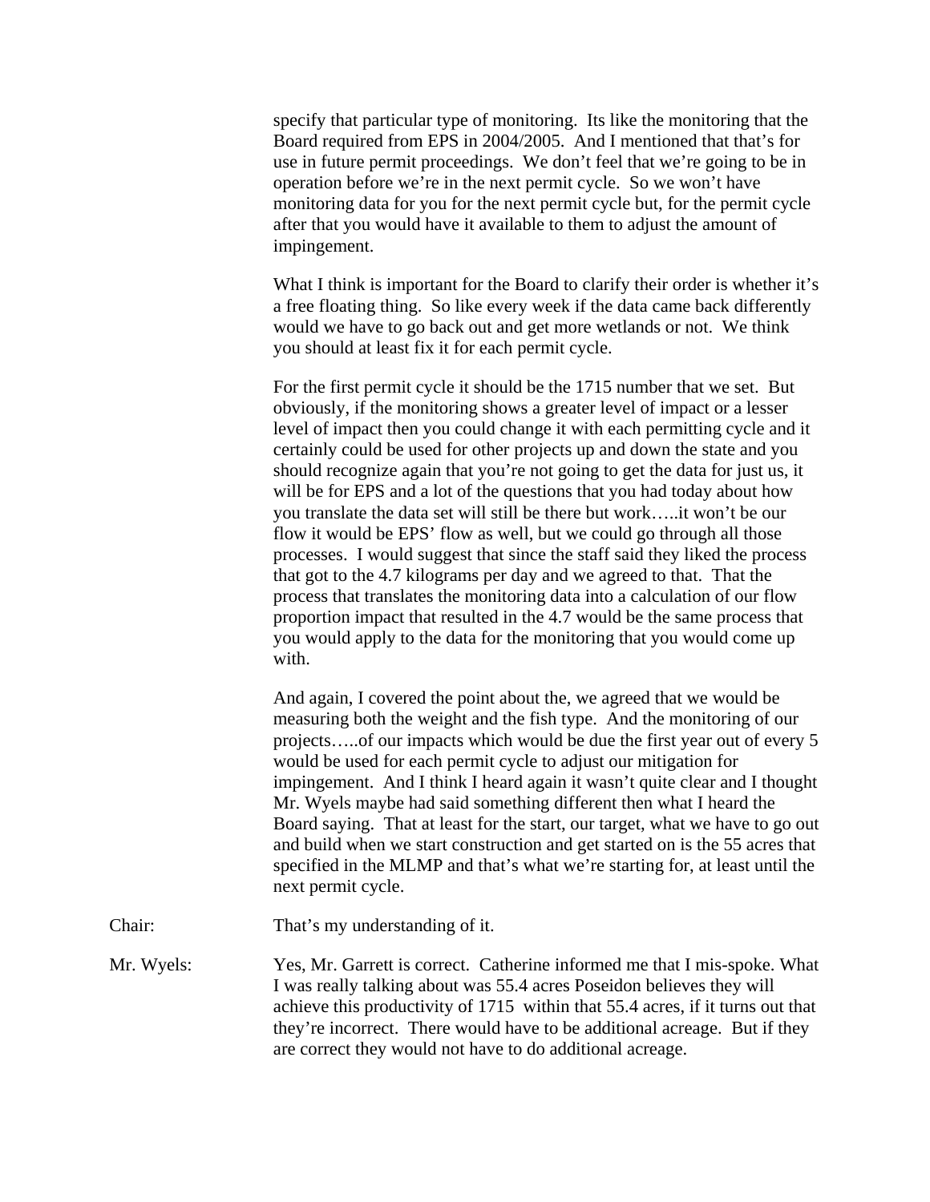specify that particular type of monitoring. Its like the monitoring that the Board required from EPS in 2004/2005. And I mentioned that that's for use in future permit proceedings. We don't feel that we're going to be in operation before we're in the next permit cycle. So we won't have monitoring data for you for the next permit cycle but, for the permit cycle after that you would have it available to them to adjust the amount of impingement.

What I think is important for the Board to clarify their order is whether it's a free floating thing. So like every week if the data came back differently would we have to go back out and get more wetlands or not. We think you should at least fix it for each permit cycle.

For the first permit cycle it should be the 1715 number that we set. But obviously, if the monitoring shows a greater level of impact or a lesser level of impact then you could change it with each permitting cycle and it certainly could be used for other projects up and down the state and you should recognize again that you're not going to get the data for just us, it will be for EPS and a lot of the questions that you had today about how you translate the data set will still be there but work…..it won't be our flow it would be EPS' flow as well, but we could go through all those processes. I would suggest that since the staff said they liked the process that got to the 4.7 kilograms per day and we agreed to that. That the process that translates the monitoring data into a calculation of our flow proportion impact that resulted in the 4.7 would be the same process that you would apply to the data for the monitoring that you would come up with.

And again, I covered the point about the, we agreed that we would be measuring both the weight and the fish type. And the monitoring of our projects…..of our impacts which would be due the first year out of every 5 would be used for each permit cycle to adjust our mitigation for impingement. And I think I heard again it wasn't quite clear and I thought Mr. Wyels maybe had said something different then what I heard the Board saying. That at least for the start, our target, what we have to go out and build when we start construction and get started on is the 55 acres that specified in the MLMP and that's what we're starting for, at least until the next permit cycle.

Chair: That's my understanding of it.

Mr. Wyels: Yes, Mr. Garrett is correct. Catherine informed me that I mis-spoke. What I was really talking about was 55.4 acres Poseidon believes they will achieve this productivity of 1715 within that 55.4 acres, if it turns out that they're incorrect. There would have to be additional acreage. But if they are correct they would not have to do additional acreage.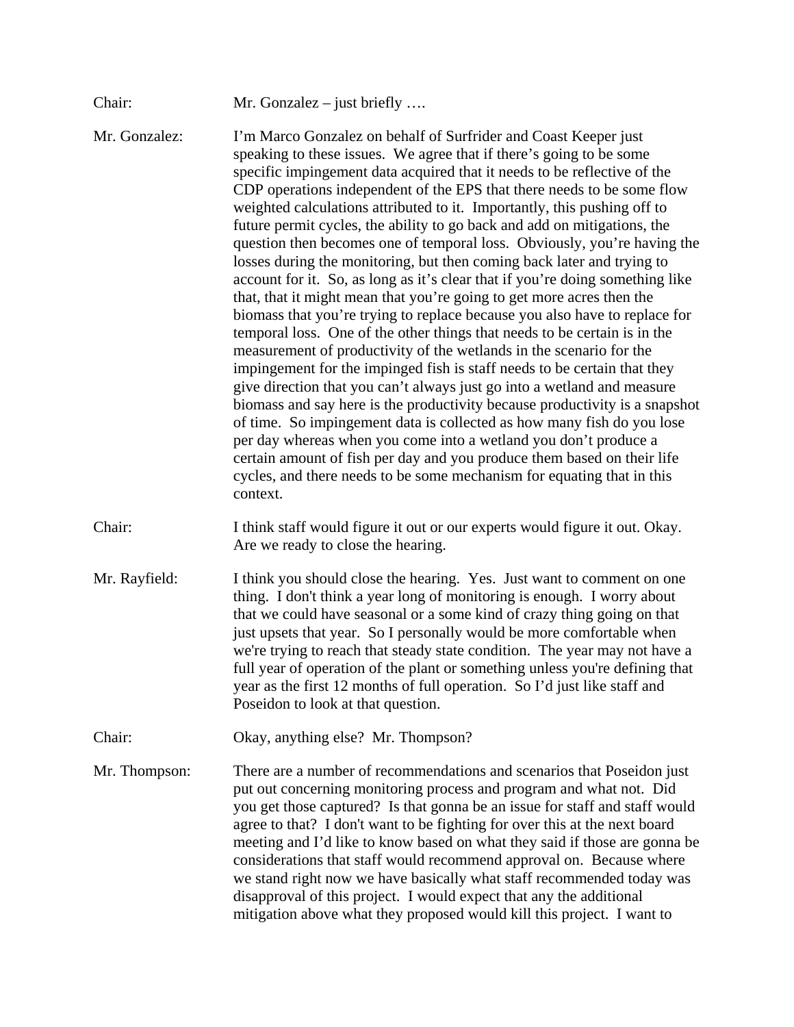Chair: Mr. Gonzalez – just briefly ….

Mr. Gonzalez: I'm Marco Gonzalez on behalf of Surfrider and Coast Keeper just speaking to these issues. We agree that if there's going to be some specific impingement data acquired that it needs to be reflective of the CDP operations independent of the EPS that there needs to be some flow weighted calculations attributed to it. Importantly, this pushing off to future permit cycles, the ability to go back and add on mitigations, the question then becomes one of temporal loss. Obviously, you're having the losses during the monitoring, but then coming back later and trying to account for it. So, as long as it's clear that if you're doing something like that, that it might mean that you're going to get more acres then the biomass that you're trying to replace because you also have to replace for temporal loss. One of the other things that needs to be certain is in the measurement of productivity of the wetlands in the scenario for the impingement for the impinged fish is staff needs to be certain that they give direction that you can't always just go into a wetland and measure biomass and say here is the productivity because productivity is a snapshot of time. So impingement data is collected as how many fish do you lose per day whereas when you come into a wetland you don't produce a certain amount of fish per day and you produce them based on their life cycles, and there needs to be some mechanism for equating that in this context.

Chair: I think staff would figure it out or our experts would figure it out. Okay. Are we ready to close the hearing.

Mr. Rayfield: I think you should close the hearing. Yes. Just want to comment on one thing. I don't think a year long of monitoring is enough. I worry about that we could have seasonal or a some kind of crazy thing going on that just upsets that year. So I personally would be more comfortable when we're trying to reach that steady state condition. The year may not have a full year of operation of the plant or something unless you're defining that year as the first 12 months of full operation. So I'd just like staff and Poseidon to look at that question.

Chair: Okay, anything else? Mr. Thompson?

Mr. Thompson: There are a number of recommendations and scenarios that Poseidon just put out concerning monitoring process and program and what not. Did you get those captured? Is that gonna be an issue for staff and staff would agree to that? I don't want to be fighting for over this at the next board meeting and I'd like to know based on what they said if those are gonna be considerations that staff would recommend approval on. Because where we stand right now we have basically what staff recommended today was disapproval of this project. I would expect that any the additional mitigation above what they proposed would kill this project. I want to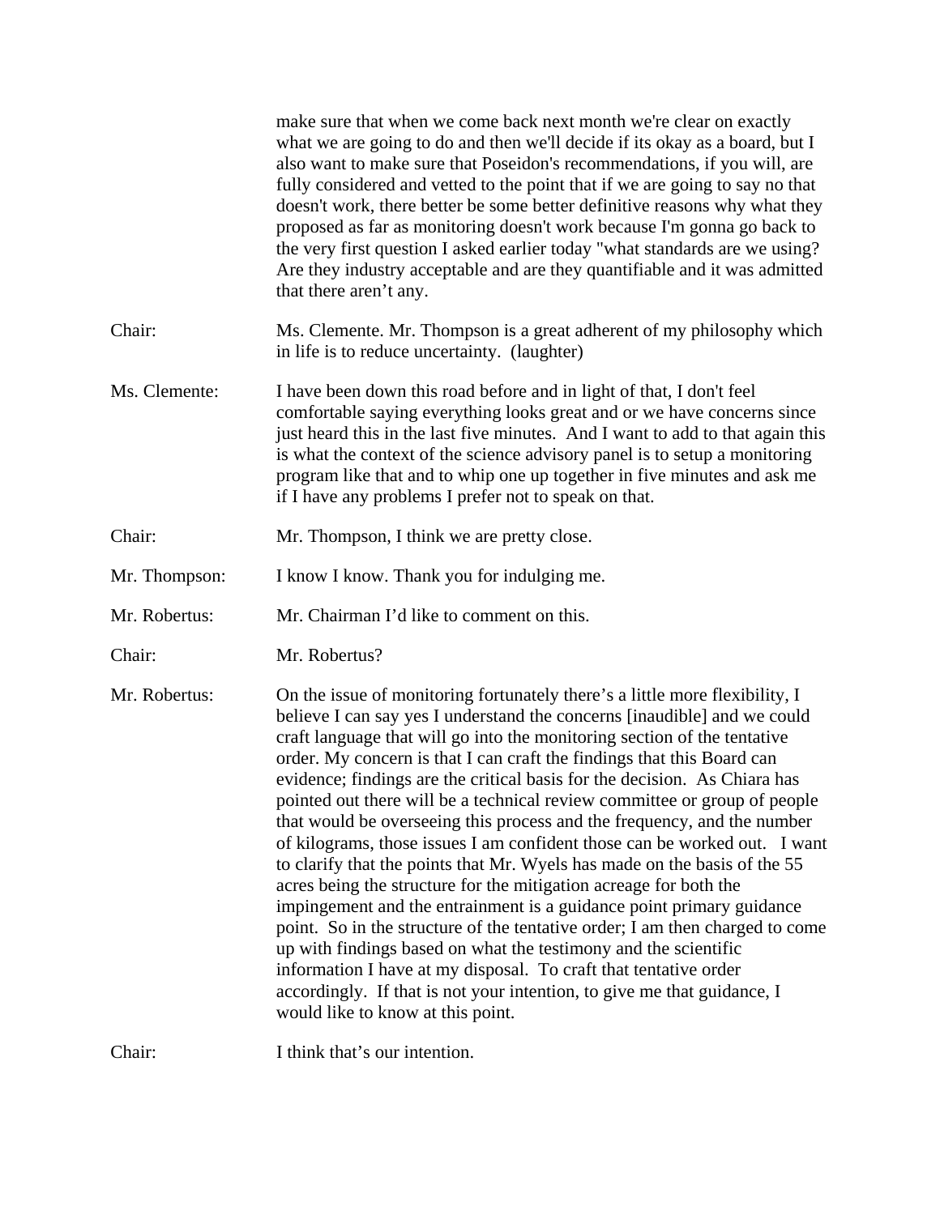make sure that when we come back next month we're clear on exactly what we are going to do and then we'll decide if its okay as a board, but I also want to make sure that Poseidon's recommendations, if you will, are fully considered and vetted to the point that if we are going to say no that doesn't work, there better be some better definitive reasons why what they proposed as far as monitoring doesn't work because I'm gonna go back to the very first question I asked earlier today "what standards are we using? Are they industry acceptable and are they quantifiable and it was admitted that there aren't any.

**Chair:** Ms. Clemente. Mr. Thompson is a great adherent of my philosophy which in life is to reduce uncertainty. (laughter)

**Ms. Clemente:** I have been down this road before and in light of that, I don't feel comfortable saying everything looks great and or we have concerns since just heard this in the last five minutes. And I want to add to that again this is what the context of the science advisory panel is to setup a monitoring program like that and to whip one up together in five minutes and ask me if I have any problems I prefer not to speak on that.

**Chair:** Mr. Thompson, I think we are pretty close.

**Mr. Thompson:** I know I know. Thank you for indulging me.

**Mr. Robertus:** Mr. Chairman I'd like to comment on this.

**Chair:** Mr. Robertus?

**Mr. Robertus:** On the issue of monitoring fortunately there's a little more flexibility, I believe I can say yes I understand the concerns [inaudible] and we could craft language that will go into the monitoring section of the tentative order. My concern is that I can craft the findings that this Board can evidence; findings are the critical basis for the decision. As Chiara has pointed out there will be a technical review committee or group of people that would be overseeing this process and the frequency, and the number of kilograms, those issues I am confident those can be worked out. I want to clarify that the points that Mr. Wyels has made on the basis of the 55 acres being the structure for the mitigation acreage for both the impingement and the entrainment is a guidance point primary guidance point. So in the structure of the tentative order; I am then charged to come up with findings based on what the testimony and the scientific information I have at my disposal. To craft that tentative order accordingly. If that is not your intention, to give me that guidance, I would like to know at this point.

**Chair:** I think that's our intention.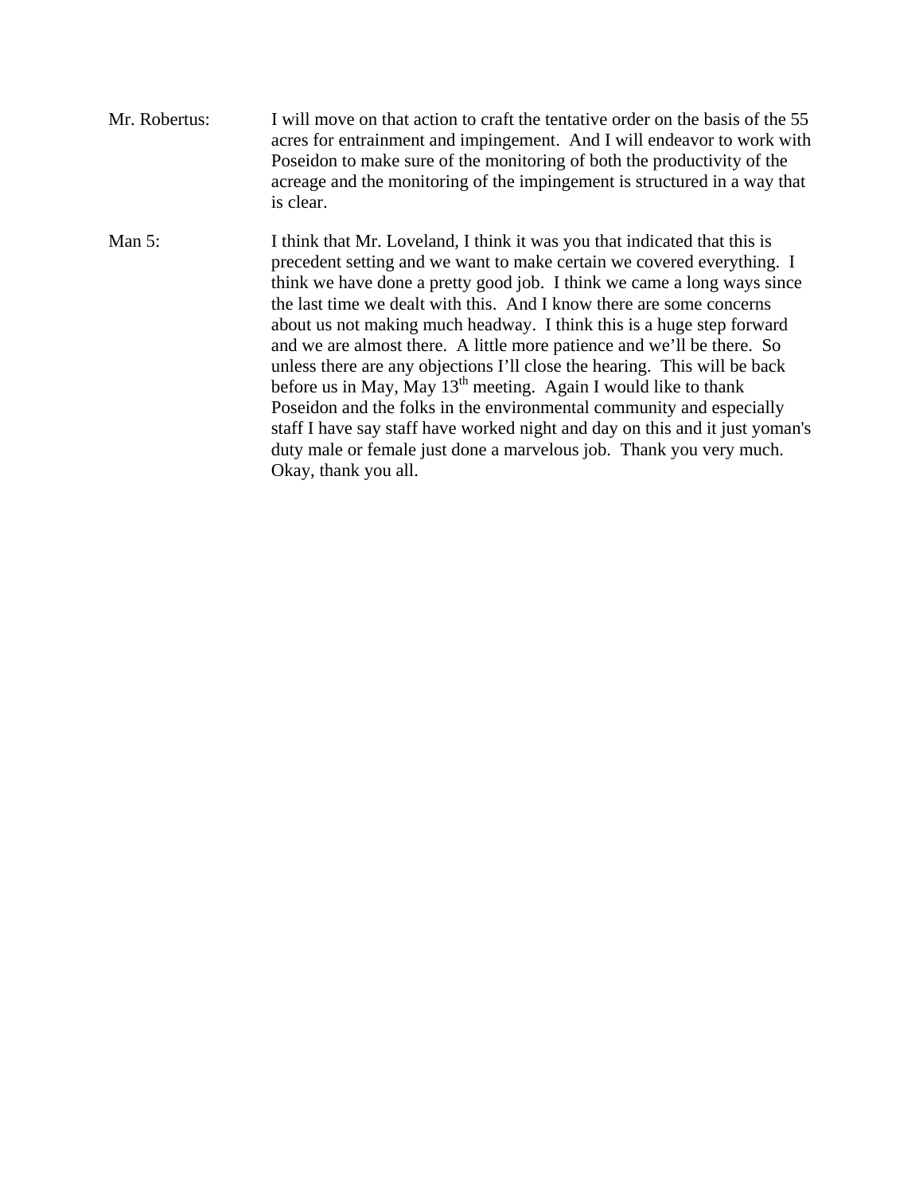Mr. Robertus: I will move on that action to craft the tentative order on the basis of the 55 acres for entrainment and impingement. And I will endeavor to work with Poseidon to make sure of the monitoring of both the productivity of the acreage and the monitoring of the impingement is structured in a way that is clear.

Man 5: I think that Mr. Loveland, I think it was you that indicated that this is precedent setting and we want to make certain we covered everything. I think we have done a pretty good job. I think we came a long ways since the last time we dealt with this. And I know there are some concerns about us not making much headway. I think this is a huge step forward and we are almost there. A little more patience and we'll be there. So unless there are any objections I'll close the hearing. This will be back before us in May, May 13th meeting. Again I would like to thank Poseidon and the folks in the environmental community and especially staff I have say staff have worked night and day on this and it just yoman's duty male or female just done a marvelous job. Thank you very much. Okay, thank you all.